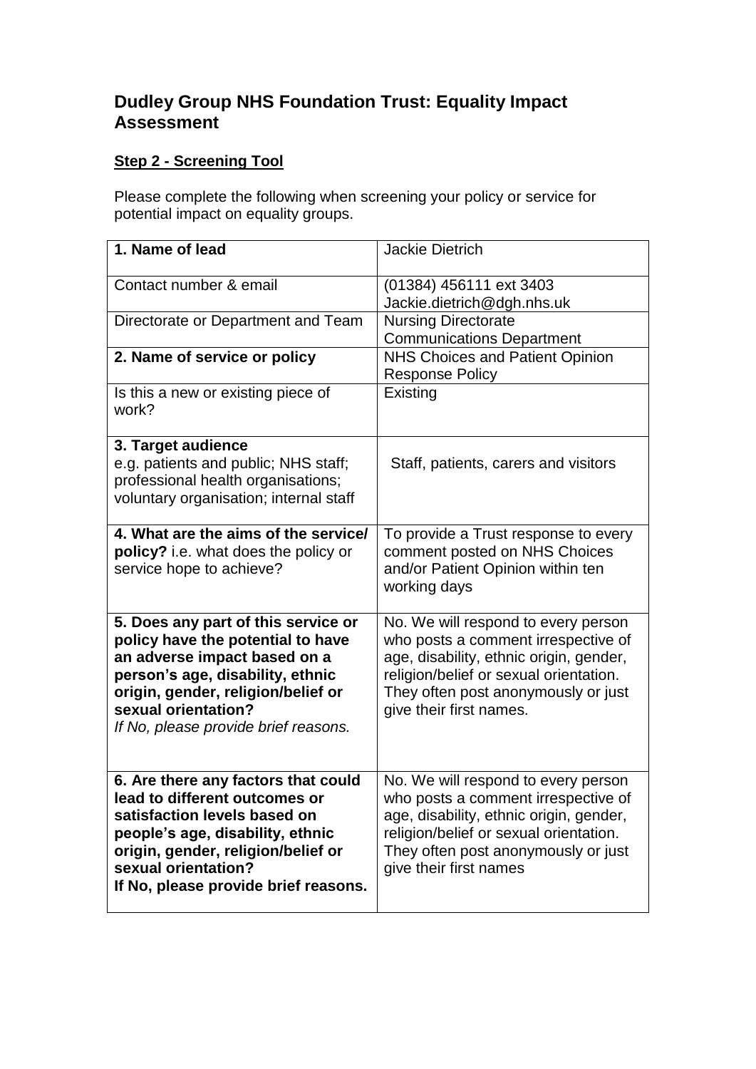# Dudley Group NHS Foundation Trust: Equality Impact Assessment

**Step 2 - Screening Tool**

Please complete the following when screening your policy or service for potential impact on equality groups.

| **1. Name of lead** | Jackie Dietrich |
|---|---|
| Contact number & email | (01384) 456111 ext 3403<br>Jackie.dietrich@dgh.nhs.uk |
| Directorate or Department and Team | Nursing Directorate<br>Communications Department |
| **2. Name of service or policy** | NHS Choices and Patient Opinion Response Policy |
| Is this a new or existing piece of work? | Existing |
| **3. Target audience**<br>e.g. patients and public; NHS staff; professional health organisations; voluntary organisation; internal staff | Staff, patients, carers and visitors |
| **4. What are the aims of the service/ policy?** i.e. what does the policy or service hope to achieve? | To provide a Trust response to every comment posted on NHS Choices and/or Patient Opinion within ten working days |
| **5. Does any part of this service or policy have the potential to have an adverse impact based on a person's age, disability, ethnic origin, gender, religion/belief or sexual orientation?**<br>*If No, please provide brief reasons.* | No. We will respond to every person who posts a comment irrespective of age, disability, ethnic origin, gender, religion/belief or sexual orientation. They often post anonymously or just give their first names. |
| **6. Are there any factors that could lead to different outcomes or satisfaction levels based on people's age, disability, ethnic origin, gender, religion/belief or sexual orientation?**<br>**If No, please provide brief reasons.** | No. We will respond to every person who posts a comment irrespective of age, disability, ethnic origin, gender, religion/belief or sexual orientation. They often post anonymously or just give their first names |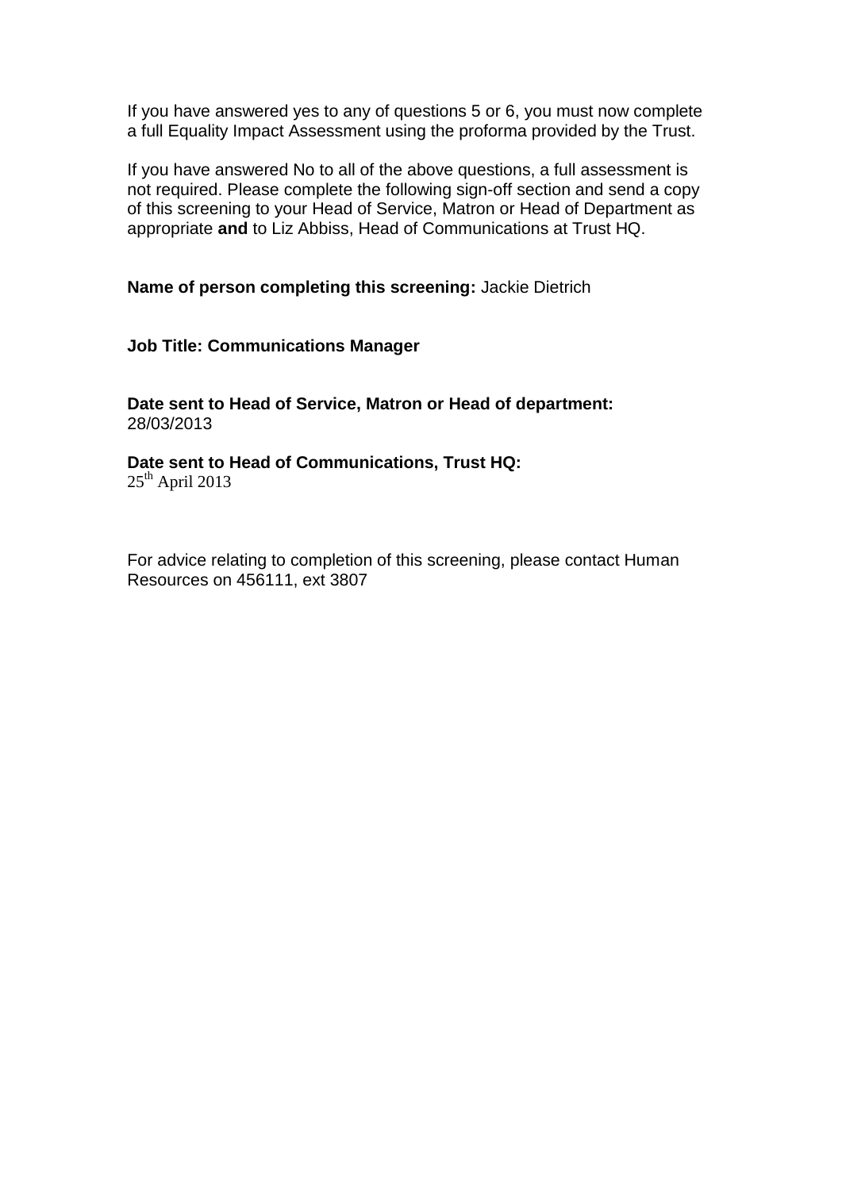If you have answered yes to any of questions 5 or 6, you must now complete a full Equality Impact Assessment using the proforma provided by the Trust.

If you have answered No to all of the above questions, a full assessment is not required. Please complete the following sign-off section and send a copy of this screening to your Head of Service, Matron or Head of Department as appropriate **and** to Liz Abbiss, Head of Communications at Trust HQ.

**Name of person completing this screening:** Jackie Dietrich

**Job Title: Communications Manager**

**Date sent to Head of Service, Matron or Head of department:**
28/03/2013

**Date sent to Head of Communications, Trust HQ:**
25th April 2013

For advice relating to completion of this screening, please contact Human Resources on 456111, ext 3807